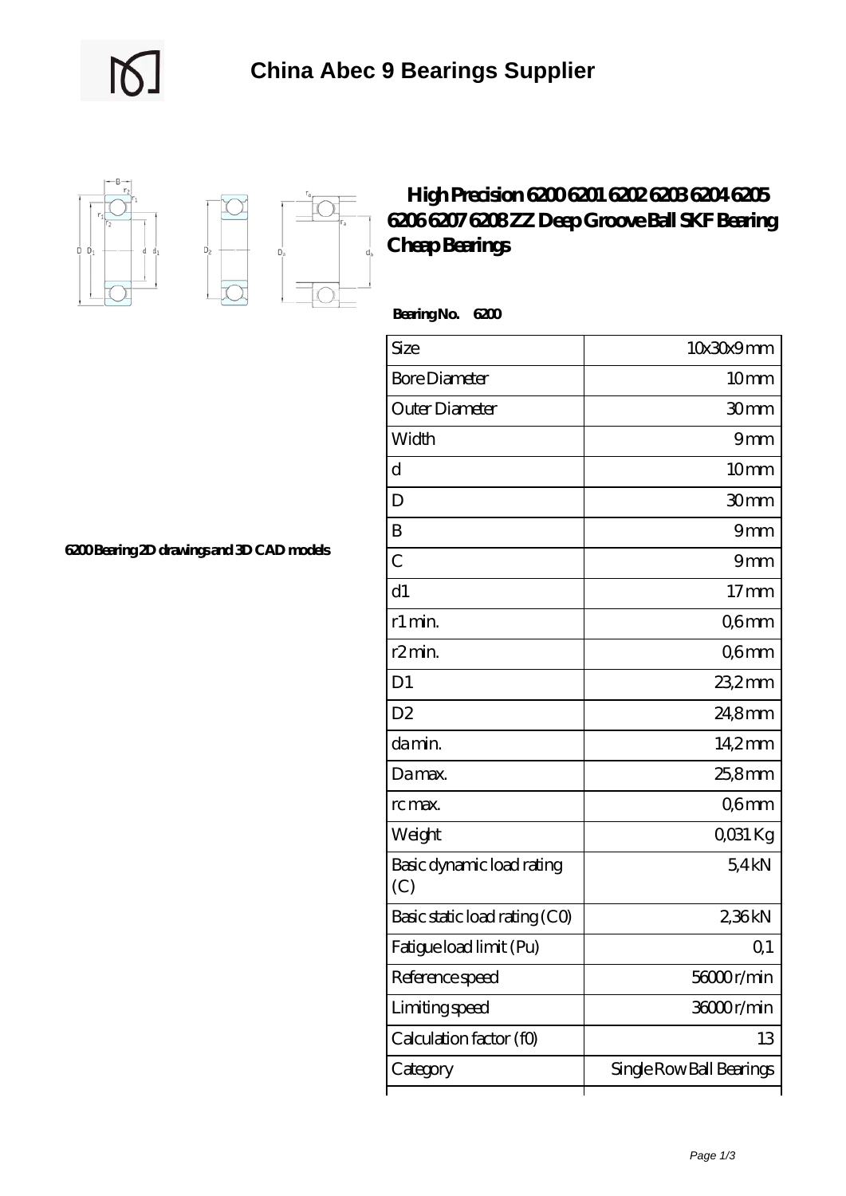# China Abec 9 Bearings Supplier

## High Precision 6200 6201 6202 6203 6204 6205 6206 6207 6208 ZZ Deep Groove Ball SKF Bearing Cheap Bearings

**Bearing No. 6200**

6200 Bearing 2D drawings and 3D CAD models

| Size | 10x30x9 mm |
|---|---|
| Bore Diameter | 10 mm |
| Outer Diameter | 30 mm |
| Width | 9 mm |
| d | 10 mm |
| D | 30 mm |
| B | 9 mm |
| C | 9 mm |
| d1 | 17 mm |
| r1 min. | 0,6 mm |
| r2 min. | 0,6 mm |
| D1 | 23,2 mm |
| D2 | 24,8 mm |
| da min. | 14,2 mm |
| Da max. | 25,8 mm |
| rc max. | 0,6 mm |
| Weight | 0,031 Kg |
| Basic dynamic load rating (C) | 5,4 kN |
| Basic static load rating (C0) | 2,36 kN |
| Fatigue load limit (Pu) | 0,1 |
| Reference speed | 56000 r/min |
| Limiting speed | 36000 r/min |
| Calculation factor (f0) | 13 |
| Category | Single Row Ball Bearings |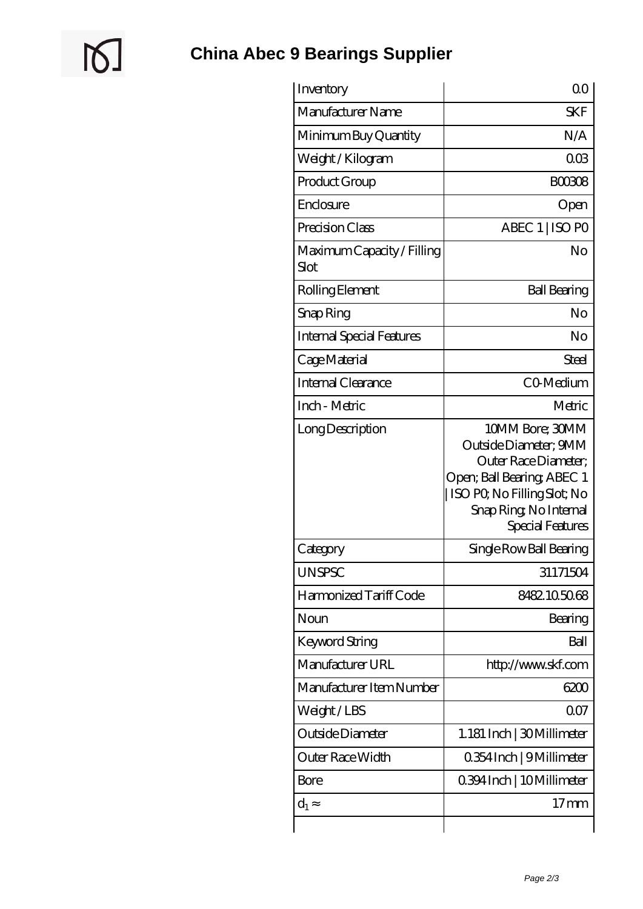# China Abec 9 Bearings Supplier

| | |
|---|---|
| Inventory | 0.0 |
| Manufacturer Name | SKF |
| Minimum Buy Quantity | N/A |
| Weight / Kilogram | 0.03 |
| Product Group | B00308 |
| Enclosure | Open |
| Precision Class | ABEC 1 \| ISO P0 |
| Maximum Capacity / Filling Slot | No |
| Rolling Element | Ball Bearing |
| Snap Ring | No |
| Internal Special Features | No |
| Cage Material | Steel |
| Internal Clearance | C0-Medium |
| Inch - Metric | Metric |
| Long Description | 10MM Bore; 30MM Outside Diameter; 9MM Outer Race Diameter; Open; Ball Bearing; ABEC 1 \| ISO P0; No Filling Slot; No Snap Ring; No Internal Special Features |
| Category | Single Row Ball Bearing |
| UNSPSC | 31171504 |
| Harmonized Tariff Code | 8482.10.50.68 |
| Noun | Bearing |
| Keyword String | Ball |
| Manufacturer URL | http://www.skf.com |
| Manufacturer Item Number | 6200 |
| Weight / LBS | 0.07 |
| Outside Diameter | 1.181 Inch \| 30 Millimeter |
| Outer Race Width | 0.354 Inch \| 9 Millimeter |
| Bore | 0.394 Inch \| 10 Millimeter |
| $d_1 \approx$ | 17 mm |
| | |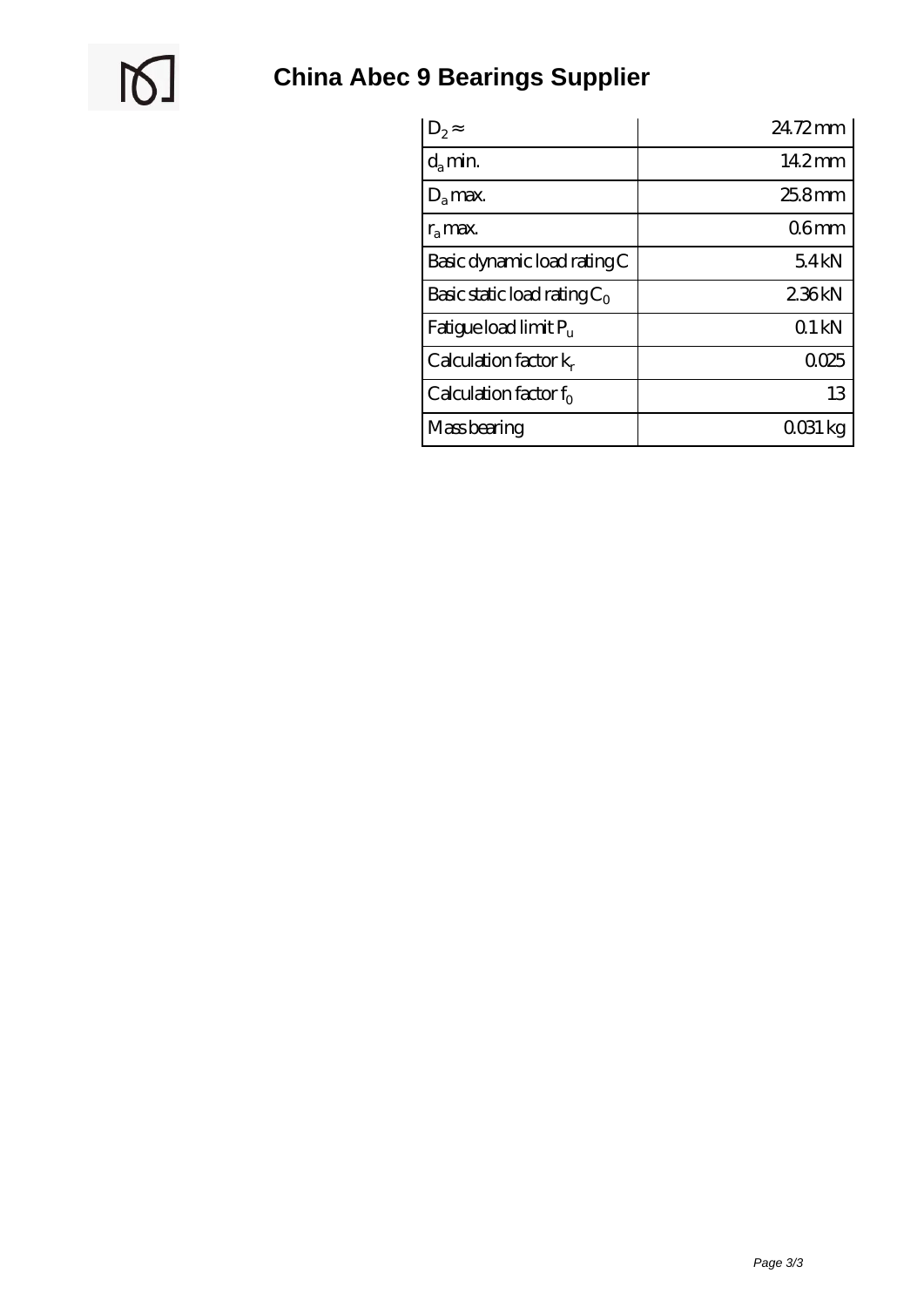# China Abec 9 Bearings Supplier

| | |
|---|---|
| $D_2 \approx$ | 24.72 mm |
| $d_a$ min. | 14.2 mm |
| $D_a$ max. | 25.8 mm |
| $r_a$ max. | 0.6 mm |
| Basic dynamic load rating C | 5.4 kN |
| Basic static load rating $C_0$ | 2.36 kN |
| Fatigue load limit $P_u$ | 0.1 kN |
| Calculation factor $k_r$ | 0.025 |
| Calculation factor $f_0$ | 13 |
| Mass bearing | 0.031 kg |